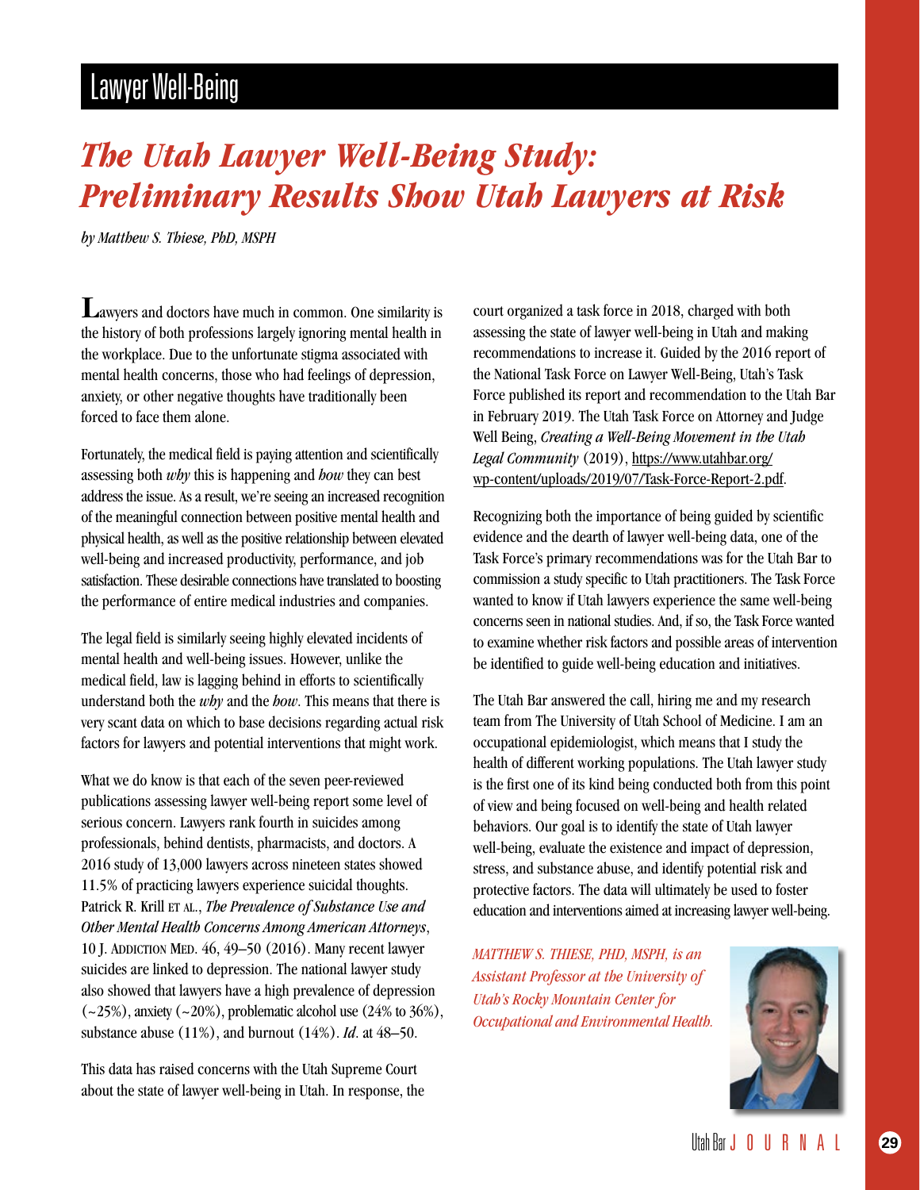Lawyer Well-Being

# *The Utah Lawyer Well-Being Study: Preliminary Results Show Utah Lawyers at Risk*

*by Matthew S. Thiese, PhD, MSPH*

Lawyers and doctors have much in common. One similarity is the history of both professions largely ignoring mental health in the workplace. Due to the unfortunate stigma associated with mental health concerns, those who had feelings of depression, anxiety, or other negative thoughts have traditionally been forced to face them alone.

Fortunately, the medical field is paying attention and scientifically assessing both *why* this is happening and *how* they can best address the issue. As a result, we're seeing an increased recognition of the meaningful connection between positive mental health and physical health, as well as the positive relationship between elevated well-being and increased productivity, performance, and job satisfaction. These desirable connections have translated to boosting the performance of entire medical industries and companies.

The legal field is similarly seeing highly elevated incidents of mental health and well-being issues. However, unlike the medical field, law is lagging behind in efforts to scientifically understand both the *why* and the *how*. This means that there is very scant data on which to base decisions regarding actual risk factors for lawyers and potential interventions that might work.

What we do know is that each of the seven peer-reviewed publications assessing lawyer well-being report some level of serious concern. Lawyers rank fourth in suicides among professionals, behind dentists, pharmacists, and doctors. A 2016 study of 13,000 lawyers across nineteen states showed 11.5% of practicing lawyers experience suicidal thoughts. Patrick R. Krill ET AL., *The Prevalence of Substance Use and Other Mental Health Concerns Among American Attorneys*, 10 J. ADDICTION MED. 46, 49–50 (2016). Many recent lawyer suicides are linked to depression. The national lawyer study also showed that lawyers have a high prevalence of depression (~25%), anxiety (~20%), problematic alcohol use (24% to 36%), substance abuse (11%), and burnout (14%). *Id.* at 48–50.

This data has raised concerns with the Utah Supreme Court about the state of lawyer well-being in Utah. In response, the court organized a task force in 2018, charged with both assessing the state of lawyer well-being in Utah and making recommendations to increase it. Guided by the 2016 report of the National Task Force on Lawyer Well-Being, Utah's Task Force published its report and recommendation to the Utah Bar in February 2019. The Utah Task Force on Attorney and Judge Well Being, *Creating a Well-Being Movement in the Utah Legal Community* (2019), https://www.utahbar.org/wp-content/uploads/2019/07/Task-Force-Report-2.pdf.

Recognizing both the importance of being guided by scientific evidence and the dearth of lawyer well-being data, one of the Task Force's primary recommendations was for the Utah Bar to commission a study specific to Utah practitioners. The Task Force wanted to know if Utah lawyers experience the same well-being concerns seen in national studies. And, if so, the Task Force wanted to examine whether risk factors and possible areas of intervention be identified to guide well-being education and initiatives.

The Utah Bar answered the call, hiring me and my research team from The University of Utah School of Medicine. I am an occupational epidemiologist, which means that I study the health of different working populations. The Utah lawyer study is the first one of its kind being conducted both from this point of view and being focused on well-being and health related behaviors. Our goal is to identify the state of Utah lawyer well-being, evaluate the existence and impact of depression, stress, and substance abuse, and identify potential risk and protective factors. The data will ultimately be used to foster education and interventions aimed at increasing lawyer well-being.

*MATTHEW S. THIESE, PHD, MSPH, is an Assistant Professor at the University of Utah's Rocky Mountain Center for Occupational and Environmental Health.*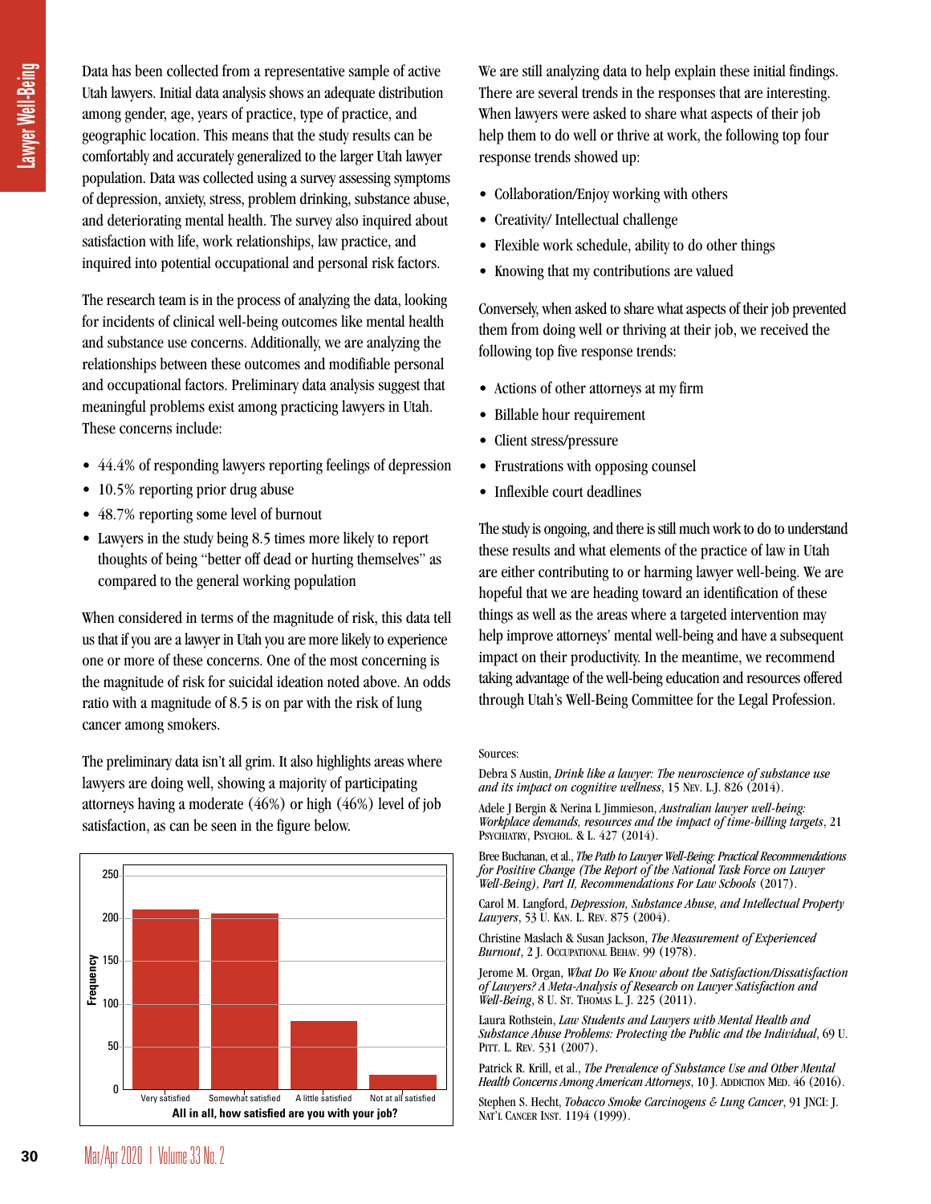Data has been collected from a representative sample of active Utah lawyers. Initial data analysis shows an adequate distribution among gender, age, years of practice, type of practice, and geographic location. This means that the study results can be comfortably and accurately generalized to the larger Utah lawyer population. Data was collected using a survey assessing symptoms of depression, anxiety, stress, problem drinking, substance abuse, and deteriorating mental health. The survey also inquired about satisfaction with life, work relationships, law practice, and inquired into potential occupational and personal risk factors.

The research team is in the process of analyzing the data, looking for incidents of clinical well-being outcomes like mental health and substance use concerns. Additionally, we are analyzing the relationships between these outcomes and modifiable personal and occupational factors. Preliminary data analysis suggest that meaningful problems exist among practicing lawyers in Utah. These concerns include:

- 44.4% of responding lawyers reporting feelings of depression
- 10.5% reporting prior drug abuse
- 48.7% reporting some level of burnout
- Lawyers in the study being 8.5 times more likely to report thoughts of being "better off dead or hurting themselves" as compared to the general working population

When considered in terms of the magnitude of risk, this data tell us that if you are a lawyer in Utah you are more likely to experience one or more of these concerns. One of the most concerning is the magnitude of risk for suicidal ideation noted above. An odds ratio with a magnitude of 8.5 is on par with the risk of lung cancer among smokers.

The preliminary data isn't all grim. It also highlights areas where lawyers are doing well, showing a majority of participating attorneys having a moderate (46%) or high (46%) level of job satisfaction, as can be seen in the figure below.

Frequency
250
200
150
100
50
0
Very satisfied
Somewhat satisfied
A little satisfied
Not at all satisfied
All in all, how satisfied are you with your job?

We are still analyzing data to help explain these initial findings. There are several trends in the responses that are interesting. When lawyers were asked to share what aspects of their job help them to do well or thrive at work, the following top four response trends showed up:

- Collaboration/Enjoy working with others
- Creativity/ Intellectual challenge
- Flexible work schedule, ability to do other things
- Knowing that my contributions are valued

Conversely, when asked to share what aspects of their job prevented them from doing well or thriving at their job, we received the following top five response trends:

- Actions of other attorneys at my firm
- Billable hour requirement
- Client stress/pressure
- Frustrations with opposing counsel
- Inflexible court deadlines

The study is ongoing, and there is still much work to do to understand these results and what elements of the practice of law in Utah are either contributing to or harming lawyer well-being. We are hopeful that we are heading toward an identification of these things as well as the areas where a targeted intervention may help improve attorneys' mental well-being and have a subsequent impact on their productivity. In the meantime, we recommend taking advantage of the well-being education and resources offered through Utah's Well-Being Committee for the Legal Profession.

Sources:

Debra S Austin, *Drink like a lawyer: The neuroscience of substance use and its impact on cognitive wellness*, 15 Nev. L.J. 826 (2014).

Adele J Bergin & Nerina L Jimmieson, *Australian lawyer well-being: Workplace demands, resources and the impact of time-billing targets*, 21 Psychiatry, Psychol. & L. 427 (2014).

Bree Buchanan, et al., *The Path to Lawyer Well-Being: Practical Recommendations for Positive Change (The Report of the National Task Force on Lawyer Well-Being), Part II, Recommendations For Law Schools* (2017).

Carol M. Langford, *Depression, Substance Abuse, and Intellectual Property Lawyers*, 53 U. Kan. L. Rev. 875 (2004).

Christine Maslach & Susan Jackson, *The Measurement of Experienced Burnout*, 2 J. Occupational Behav. 99 (1978).

Jerome M. Organ, *What Do We Know about the Satisfaction/Dissatisfaction of Lawyers? A Meta-Analysis of Research on Lawyer Satisfaction and Well-Being*, 8 U. St. Thomas L. J. 225 (2011).

Laura Rothstein, *Law Students and Lawyers with Mental Health and Substance Abuse Problems: Protecting the Public and the Individual*, 69 U. Pitt. L. Rev. 531 (2007).

Patrick R. Krill, et al., *The Prevalence of Substance Use and Other Mental Health Concerns Among American Attorneys*, 10 J. Addiction Med. 46 (2016).

Stephen S. Hecht, *Tobacco Smoke Carcinogens & Lung Cancer*, 91 JNCI: J. Nat'l Cancer Inst. 1194 (1999).